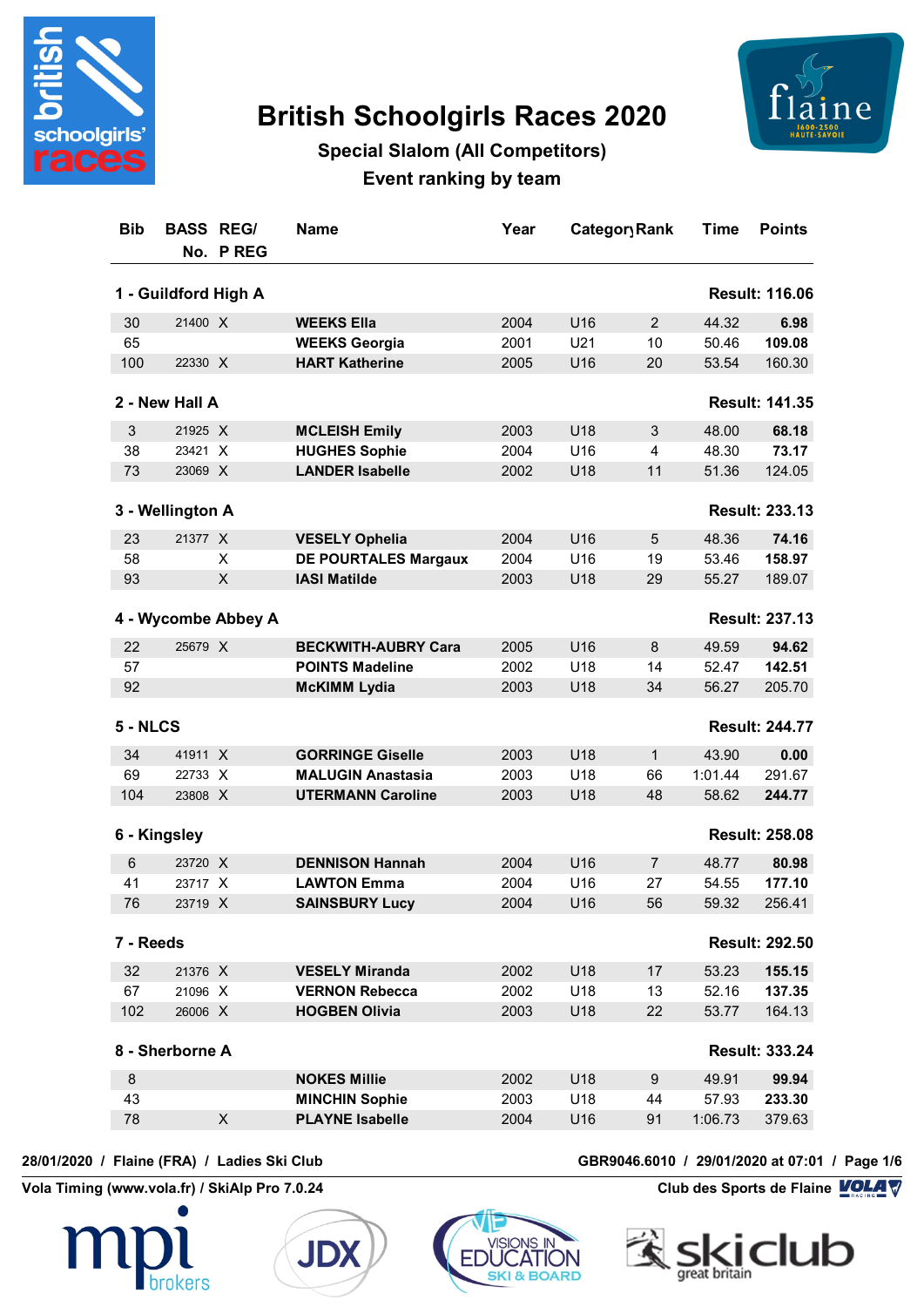# British Schoolgirls Races 2020

## Special Slalom (All Competitors)

### Event ranking by team

| Bib | BASS No. | REG/ P REG | Name | Year | Category | Rank | Time | Points |
|---|---|---|---|---|---|---|---|---|
| **1 - Guildford High A** | | | | | | | | **Result: 116.06** |
| 30 | 21400 | X | **WEEKS Ella** | 2004 | U16 | 2 | 44.32 | **6.98** |
| 65 | | | **WEEKS Georgia** | 2001 | U21 | 10 | 50.46 | **109.08** |
| 100 | 22330 | X | **HART Katherine** | 2005 | U16 | 20 | 53.54 | 160.30 |
| **2 - New Hall A** | | | | | | | | **Result: 141.35** |
| 3 | 21925 | X | **MCLEISH Emily** | 2003 | U18 | 3 | 48.00 | **68.18** |
| 38 | 23421 | X | **HUGHES Sophie** | 2004 | U16 | 4 | 48.30 | **73.17** |
| 73 | 23069 | X | **LANDER Isabelle** | 2002 | U18 | 11 | 51.36 | 124.05 |
| **3 - Wellington A** | | | | | | | | **Result: 233.13** |
| 23 | 21377 | X | **VESELY Ophelia** | 2004 | U16 | 5 | 48.36 | **74.16** |
| 58 | | X | **DE POURTALES Margaux** | 2004 | U16 | 19 | 53.46 | **158.97** |
| 93 | | X | **IASI Matilde** | 2003 | U18 | 29 | 55.27 | 189.07 |
| **4 - Wycombe Abbey A** | | | | | | | | **Result: 237.13** |
| 22 | 25679 | X | **BECKWITH-AUBRY Cara** | 2005 | U16 | 8 | 49.59 | **94.62** |
| 57 | | | **POINTS Madeline** | 2002 | U18 | 14 | 52.47 | **142.51** |
| 92 | | | **McKIMM Lydia** | 2003 | U18 | 34 | 56.27 | 205.70 |
| **5 - NLCS** | | | | | | | | **Result: 244.77** |
| 34 | 41911 | X | **GORRINGE Giselle** | 2003 | U18 | 1 | 43.90 | **0.00** |
| 69 | 22733 | X | **MALUGIN Anastasia** | 2003 | U18 | 66 | 1:01.44 | 291.67 |
| 104 | 23808 | X | **UTERMANN Caroline** | 2003 | U18 | 48 | 58.62 | **244.77** |
| **6 - Kingsley** | | | | | | | | **Result: 258.08** |
| 6 | 23720 | X | **DENNISON Hannah** | 2004 | U16 | 7 | 48.77 | **80.98** |
| 41 | 23717 | X | **LAWTON Emma** | 2004 | U16 | 27 | 54.55 | **177.10** |
| 76 | 23719 | X | **SAINSBURY Lucy** | 2004 | U16 | 56 | 59.32 | 256.41 |
| **7 - Reeds** | | | | | | | | **Result: 292.50** |
| 32 | 21376 | X | **VESELY Miranda** | 2002 | U18 | 17 | 53.23 | **155.15** |
| 67 | 21096 | X | **VERNON Rebecca** | 2002 | U18 | 13 | 52.16 | **137.35** |
| 102 | 26006 | X | **HOGBEN Olivia** | 2003 | U18 | 22 | 53.77 | 164.13 |
| **8 - Sherborne A** | | | | | | | | **Result: 333.24** |
| 8 | | | **NOKES Millie** | 2002 | U18 | 9 | 49.91 | **99.94** |
| 43 | | | **MINCHIN Sophie** | 2003 | U18 | 44 | 57.93 | **233.30** |
| 78 | | X | **PLAYNE Isabelle** | 2004 | U16 | 91 | 1:06.73 | 379.63 |

28/01/2020 / Flaine (FRA) / Ladies Ski Club — GBR9046.6010 / 29/01/2020 at 07:01

Vola Timing (www.vola.fr) / SkiAlp Pro 7.0.24 — Club des Sports de Flaine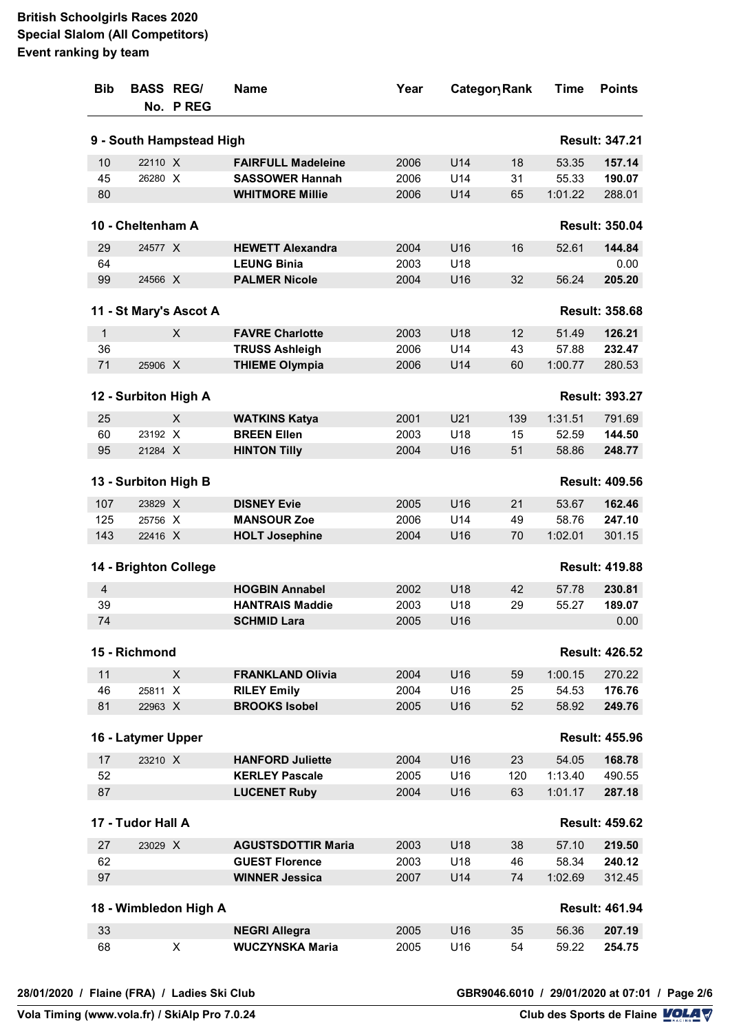**British Schoolgirls Races 2020**
**Special Slalom (All Competitors)**
**Event ranking by team**

| Bib | BASS No. | REG/ P REG | Name | Year | Category | Rank | Time | Points |
|---|---|---|---|---|---|---|---|---|
| **9 - South Hampstead High** | | | | | | | | **Result: 347.21** |
| 10 | 22110 | X | **FAIRFULL Madeleine** | 2006 | U14 | 18 | 53.35 | **157.14** |
| 45 | 26280 | X | **SASSOWER Hannah** | 2006 | U14 | 31 | 55.33 | **190.07** |
| 80 | | | **WHITMORE Millie** | 2006 | U14 | 65 | 1:01.22 | 288.01 |
| **10 - Cheltenham A** | | | | | | | | **Result: 350.04** |
| 29 | 24577 | X | **HEWETT Alexandra** | 2004 | U16 | 16 | 52.61 | **144.84** |
| 64 | | | **LEUNG Binia** | 2003 | U18 | | | 0.00 |
| 99 | 24566 | X | **PALMER Nicole** | 2004 | U16 | 32 | 56.24 | **205.20** |
| **11 - St Mary's Ascot A** | | | | | | | | **Result: 358.68** |
| 1 | | X | **FAVRE Charlotte** | 2003 | U18 | 12 | 51.49 | **126.21** |
| 36 | | | **TRUSS Ashleigh** | 2006 | U14 | 43 | 57.88 | **232.47** |
| 71 | 25906 | X | **THIEME Olympia** | 2006 | U14 | 60 | 1:00.77 | 280.53 |
| **12 - Surbiton High A** | | | | | | | | **Result: 393.27** |
| 25 | | X | **WATKINS Katya** | 2001 | U21 | 139 | 1:31.51 | 791.69 |
| 60 | 23192 | X | **BREEN Ellen** | 2003 | U18 | 15 | 52.59 | **144.50** |
| 95 | 21284 | X | **HINTON Tilly** | 2004 | U16 | 51 | 58.86 | **248.77** |
| **13 - Surbiton High B** | | | | | | | | **Result: 409.56** |
| 107 | 23829 | X | **DISNEY Evie** | 2005 | U16 | 21 | 53.67 | **162.46** |
| 125 | 25756 | X | **MANSOUR Zoe** | 2006 | U14 | 49 | 58.76 | **247.10** |
| 143 | 22416 | X | **HOLT Josephine** | 2004 | U16 | 70 | 1:02.01 | 301.15 |
| **14 - Brighton College** | | | | | | | | **Result: 419.88** |
| 4 | | | **HOGBIN Annabel** | 2002 | U18 | 42 | 57.78 | **230.81** |
| 39 | | | **HANTRAIS Maddie** | 2003 | U18 | 29 | 55.27 | **189.07** |
| 74 | | | **SCHMID Lara** | 2005 | U16 | | | 0.00 |
| **15 - Richmond** | | | | | | | | **Result: 426.52** |
| 11 | | X | **FRANKLAND Olivia** | 2004 | U16 | 59 | 1:00.15 | 270.22 |
| 46 | 25811 | X | **RILEY Emily** | 2004 | U16 | 25 | 54.53 | **176.76** |
| 81 | 22963 | X | **BROOKS Isobel** | 2005 | U16 | 52 | 58.92 | **249.76** |
| **16 - Latymer Upper** | | | | | | | | **Result: 455.96** |
| 17 | 23210 | X | **HANFORD Juliette** | 2004 | U16 | 23 | 54.05 | **168.78** |
| 52 | | | **KERLEY Pascale** | 2005 | U16 | 120 | 1:13.40 | 490.55 |
| 87 | | | **LUCENET Ruby** | 2004 | U16 | 63 | 1:01.17 | **287.18** |
| **17 - Tudor Hall A** | | | | | | | | **Result: 459.62** |
| 27 | 23029 | X | **AGUSTSDOTTIR Maria** | 2003 | U18 | 38 | 57.10 | **219.50** |
| 62 | | | **GUEST Florence** | 2003 | U18 | 46 | 58.34 | **240.12** |
| 97 | | | **WINNER Jessica** | 2007 | U14 | 74 | 1:02.69 | 312.45 |
| **18 - Wimbledon High A** | | | | | | | | **Result: 461.94** |
| 33 | | | **NEGRI Allegra** | 2005 | U16 | 35 | 56.36 | **207.19** |
| 68 | | X | **WUCZYNSKA Maria** | 2005 | U16 | 54 | 59.22 | **254.75** |

28/01/2020 / Flaine (FRA) / Ladies Ski Club — GBR9046.6010 / 29/01/2020 at 07:01

Vola Timing (www.vola.fr) / SkiAlp Pro 7.0.24 — Club des Sports de Flaine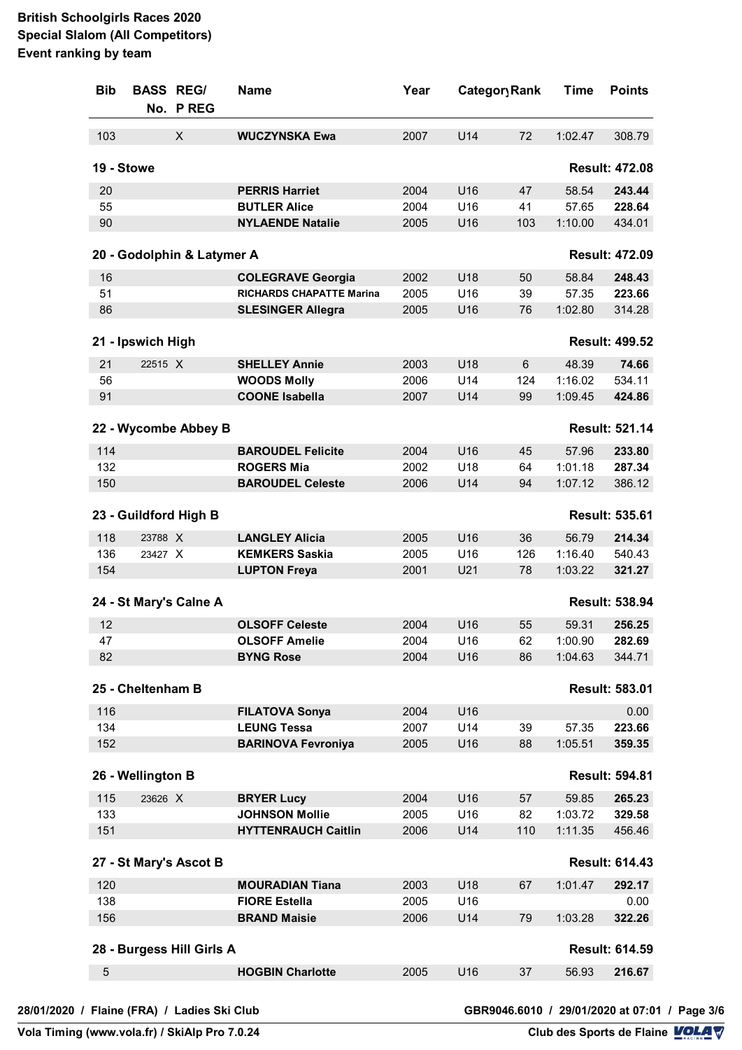**British Schoolgirls Races 2020**
**Special Slalom (All Competitors)**
**Event ranking by team**

| Bib | BASS No. | REG/ P REG | Name | Year | Category | Rank | Time | Points |
|---|---|---|---|---|---|---|---|---|
| 103 | | X | **WUCZYNSKA Ewa** | 2007 | U14 | 72 | 1:02.47 | 308.79 |
| **19 - Stowe** | | | | | | | | **Result: 472.08** |
| 20 | | | **PERRIS Harriet** | 2004 | U16 | 47 | 58.54 | **243.44** |
| 55 | | | **BUTLER Alice** | 2004 | U16 | 41 | 57.65 | **228.64** |
| 90 | | | **NYLAENDE Natalie** | 2005 | U16 | 103 | 1:10.00 | 434.01 |
| **20 - Godolphin & Latymer A** | | | | | | | | **Result: 472.09** |
| 16 | | | **COLEGRAVE Georgia** | 2002 | U18 | 50 | 58.84 | **248.43** |
| 51 | | | **RICHARDS CHAPATTE Marina** | 2005 | U16 | 39 | 57.35 | **223.66** |
| 86 | | | **SLESINGER Allegra** | 2005 | U16 | 76 | 1:02.80 | 314.28 |
| **21 - Ipswich High** | | | | | | | | **Result: 499.52** |
| 21 | 22515 | X | **SHELLEY Annie** | 2003 | U18 | 6 | 48.39 | **74.66** |
| 56 | | | **WOODS Molly** | 2006 | U14 | 124 | 1:16.02 | 534.11 |
| 91 | | | **COONE Isabella** | 2007 | U14 | 99 | 1:09.45 | **424.86** |
| **22 - Wycombe Abbey B** | | | | | | | | **Result: 521.14** |
| 114 | | | **BAROUDEL Felicite** | 2004 | U16 | 45 | 57.96 | **233.80** |
| 132 | | | **ROGERS Mia** | 2002 | U18 | 64 | 1:01.18 | **287.34** |
| 150 | | | **BAROUDEL Celeste** | 2006 | U14 | 94 | 1:07.12 | 386.12 |
| **23 - Guildford High B** | | | | | | | | **Result: 535.61** |
| 118 | 23788 | X | **LANGLEY Alicia** | 2005 | U16 | 36 | 56.79 | **214.34** |
| 136 | 23427 | X | **KEMKERS Saskia** | 2005 | U16 | 126 | 1:16.40 | 540.43 |
| 154 | | | **LUPTON Freya** | 2001 | U21 | 78 | 1:03.22 | **321.27** |
| **24 - St Mary's Calne A** | | | | | | | | **Result: 538.94** |
| 12 | | | **OLSOFF Celeste** | 2004 | U16 | 55 | 59.31 | **256.25** |
| 47 | | | **OLSOFF Amelie** | 2004 | U16 | 62 | 1:00.90 | **282.69** |
| 82 | | | **BYNG Rose** | 2004 | U16 | 86 | 1:04.63 | 344.71 |
| **25 - Cheltenham B** | | | | | | | | **Result: 583.01** |
| 116 | | | **FILATOVA Sonya** | 2004 | U16 | | | 0.00 |
| 134 | | | **LEUNG Tessa** | 2007 | U14 | 39 | 57.35 | **223.66** |
| 152 | | | **BARINOVA Fevroniya** | 2005 | U16 | 88 | 1:05.51 | **359.35** |
| **26 - Wellington B** | | | | | | | | **Result: 594.81** |
| 115 | 23626 | X | **BRYER Lucy** | 2004 | U16 | 57 | 59.85 | **265.23** |
| 133 | | | **JOHNSON Mollie** | 2005 | U16 | 82 | 1:03.72 | **329.58** |
| 151 | | | **HYTTENRAUCH Caitlin** | 2006 | U14 | 110 | 1:11.35 | 456.46 |
| **27 - St Mary's Ascot B** | | | | | | | | **Result: 614.43** |
| 120 | | | **MOURADIAN Tiana** | 2003 | U18 | 67 | 1:01.47 | **292.17** |
| 138 | | | **FIORE Estella** | 2005 | U16 | | | 0.00 |
| 156 | | | **BRAND Maisie** | 2006 | U14 | 79 | 1:03.28 | **322.26** |
| **28 - Burgess Hill Girls A** | | | | | | | | **Result: 614.59** |
| 5 | | | **HOGBIN Charlotte** | 2005 | U16 | 37 | 56.93 | **216.67** |

28/01/2020 / Flaine (FRA) / Ladies Ski Club — GBR9046.6010 / 29/01/2020 at 07:01

Vola Timing (www.vola.fr) / SkiAlp Pro 7.0.24 — Club des Sports de Flaine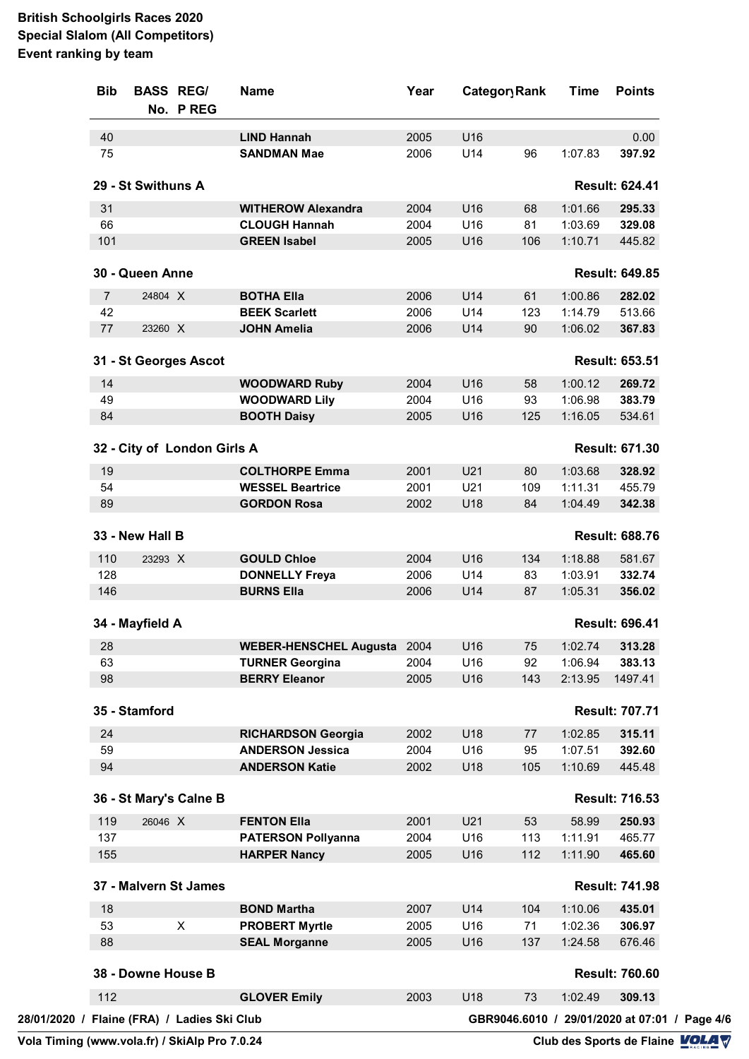**British Schoolgirls Races 2020**
**Special Slalom (All Competitors)**
**Event ranking by team**

| Bib | BASS No. | REG/ P REG | Name | Year | Category | Rank | Time | Points |
|---|---|---|---|---|---|---|---|---|
| 40 | | | **LIND Hannah** | 2005 | U16 | | | 0.00 |
| 75 | | | **SANDMAN Mae** | 2006 | U14 | 96 | 1:07.83 | **397.92** |

**29 - St Swithuns A** — **Result: 624.41**

| Bib | BASS No. | REG/ P REG | Name | Year | Category | Rank | Time | Points |
|---|---|---|---|---|---|---|---|---|
| 31 | | | **WITHEROW Alexandra** | 2004 | U16 | 68 | 1:01.66 | **295.33** |
| 66 | | | **CLOUGH Hannah** | 2004 | U16 | 81 | 1:03.69 | **329.08** |
| 101 | | | **GREEN Isabel** | 2005 | U16 | 106 | 1:10.71 | 445.82 |

**30 - Queen Anne** — **Result: 649.85**

| Bib | BASS No. | REG/ P REG | Name | Year | Category | Rank | Time | Points |
|---|---|---|---|---|---|---|---|---|
| 7 | 24804 | X | **BOTHA Ella** | 2006 | U14 | 61 | 1:00.86 | **282.02** |
| 42 | | | **BEEK Scarlett** | 2006 | U14 | 123 | 1:14.79 | 513.66 |
| 77 | 23260 | X | **JOHN Amelia** | 2006 | U14 | 90 | 1:06.02 | **367.83** |

**31 - St Georges Ascot** — **Result: 653.51**

| Bib | BASS No. | REG/ P REG | Name | Year | Category | Rank | Time | Points |
|---|---|---|---|---|---|---|---|---|
| 14 | | | **WOODWARD Ruby** | 2004 | U16 | 58 | 1:00.12 | **269.72** |
| 49 | | | **WOODWARD Lily** | 2004 | U16 | 93 | 1:06.98 | **383.79** |
| 84 | | | **BOOTH Daisy** | 2005 | U16 | 125 | 1:16.05 | 534.61 |

**32 - City of London Girls A** — **Result: 671.30**

| Bib | BASS No. | REG/ P REG | Name | Year | Category | Rank | Time | Points |
|---|---|---|---|---|---|---|---|---|
| 19 | | | **COLTHORPE Emma** | 2001 | U21 | 80 | 1:03.68 | **328.92** |
| 54 | | | **WESSEL Beartrice** | 2001 | U21 | 109 | 1:11.31 | 455.79 |
| 89 | | | **GORDON Rosa** | 2002 | U18 | 84 | 1:04.49 | **342.38** |

**33 - New Hall B** — **Result: 688.76**

| Bib | BASS No. | REG/ P REG | Name | Year | Category | Rank | Time | Points |
|---|---|---|---|---|---|---|---|---|
| 110 | 23293 | X | **GOULD Chloe** | 2004 | U16 | 134 | 1:18.88 | 581.67 |
| 128 | | | **DONNELLY Freya** | 2006 | U14 | 83 | 1:03.91 | **332.74** |
| 146 | | | **BURNS Ella** | 2006 | U14 | 87 | 1:05.31 | **356.02** |

**34 - Mayfield A** — **Result: 696.41**

| Bib | BASS No. | REG/ P REG | Name | Year | Category | Rank | Time | Points |
|---|---|---|---|---|---|---|---|---|
| 28 | | | **WEBER-HENSCHEL Augusta** | 2004 | U16 | 75 | 1:02.74 | **313.28** |
| 63 | | | **TURNER Georgina** | 2004 | U16 | 92 | 1:06.94 | **383.13** |
| 98 | | | **BERRY Eleanor** | 2005 | U16 | 143 | 2:13.95 | 1497.41 |

**35 - Stamford** — **Result: 707.71**

| Bib | BASS No. | REG/ P REG | Name | Year | Category | Rank | Time | Points |
|---|---|---|---|---|---|---|---|---|
| 24 | | | **RICHARDSON Georgia** | 2002 | U18 | 77 | 1:02.85 | **315.11** |
| 59 | | | **ANDERSON Jessica** | 2004 | U16 | 95 | 1:07.51 | **392.60** |
| 94 | | | **ANDERSON Katie** | 2002 | U18 | 105 | 1:10.69 | 445.48 |

**36 - St Mary's Calne B** — **Result: 716.53**

| Bib | BASS No. | REG/ P REG | Name | Year | Category | Rank | Time | Points |
|---|---|---|---|---|---|---|---|---|
| 119 | 26046 | X | **FENTON Ella** | 2001 | U21 | 53 | 58.99 | **250.93** |
| 137 | | | **PATERSON Pollyanna** | 2004 | U16 | 113 | 1:11.91 | 465.77 |
| 155 | | | **HARPER Nancy** | 2005 | U16 | 112 | 1:11.90 | **465.60** |

**37 - Malvern St James** — **Result: 741.98**

| Bib | BASS No. | REG/ P REG | Name | Year | Category | Rank | Time | Points |
|---|---|---|---|---|---|---|---|---|
| 18 | | | **BOND Martha** | 2007 | U14 | 104 | 1:10.06 | **435.01** |
| 53 | | X | **PROBERT Myrtle** | 2005 | U16 | 71 | 1:02.36 | **306.97** |
| 88 | | | **SEAL Morganne** | 2005 | U16 | 137 | 1:24.58 | 676.46 |

**38 - Downe House B** — **Result: 760.60**

| Bib | BASS No. | REG/ P REG | Name | Year | Category | Rank | Time | Points |
|---|---|---|---|---|---|---|---|---|
| 112 | | | **GLOVER Emily** | 2003 | U18 | 73 | 1:02.49 | **309.13** |

28/01/2020 / Flaine (FRA) / Ladies Ski Club — GBR9046.6010 / 29/01/2020 at 07:01

Vola Timing (www.vola.fr) / SkiAlp Pro 7.0.24 — Club des Sports de Flaine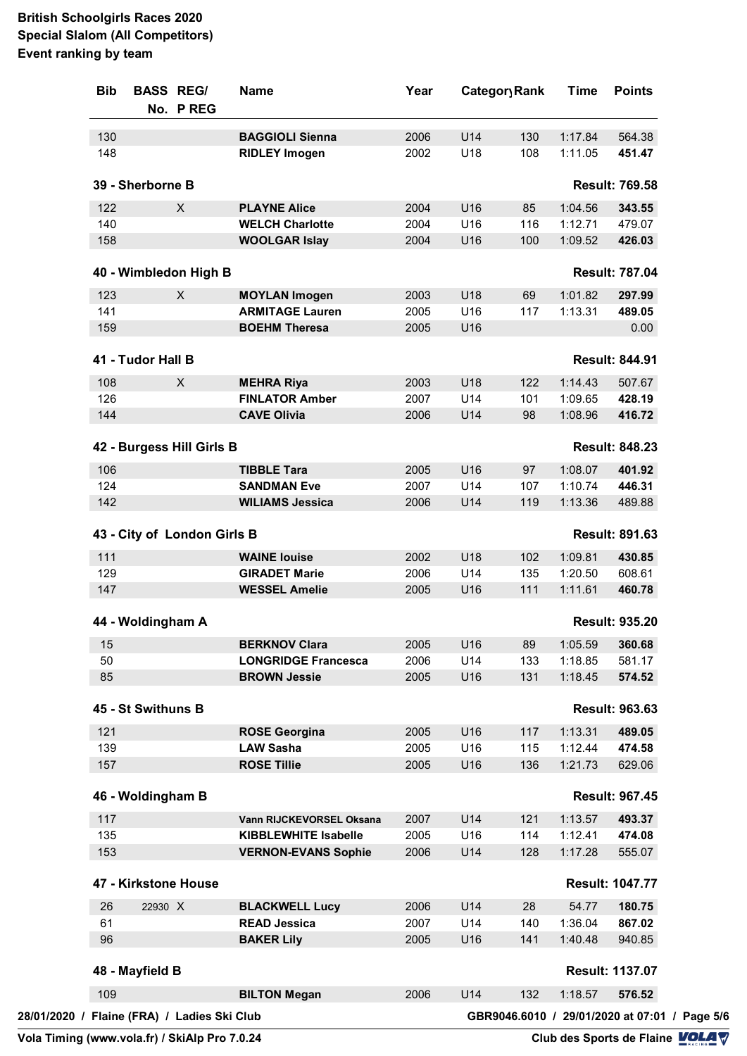**British Schoolgirls Races 2020**
**Special Slalom (All Competitors)**
**Event ranking by team**

| Bib | BASS No. | REG/ P REG | Name | Year | Category | Rank | Time | Points |
|---|---|---|---|---|---|---|---|---|
| 130 | | | **BAGGIOLI Sienna** | 2006 | U14 | 130 | 1:17.84 | 564.38 |
| 148 | | | **RIDLEY Imogen** | 2002 | U18 | 108 | 1:11.05 | **451.47** |
| **39 - Sherborne B** | | | | | | | | **Result: 769.58** |
| 122 | | X | **PLAYNE Alice** | 2004 | U16 | 85 | 1:04.56 | **343.55** |
| 140 | | | **WELCH Charlotte** | 2004 | U16 | 116 | 1:12.71 | 479.07 |
| 158 | | | **WOOLGAR Islay** | 2004 | U16 | 100 | 1:09.52 | **426.03** |
| **40 - Wimbledon High B** | | | | | | | | **Result: 787.04** |
| 123 | | X | **MOYLAN Imogen** | 2003 | U18 | 69 | 1:01.82 | **297.99** |
| 141 | | | **ARMITAGE Lauren** | 2005 | U16 | 117 | 1:13.31 | **489.05** |
| 159 | | | **BOEHM Theresa** | 2005 | U16 | | | 0.00 |
| **41 - Tudor Hall B** | | | | | | | | **Result: 844.91** |
| 108 | | X | **MEHRA Riya** | 2003 | U18 | 122 | 1:14.43 | 507.67 |
| 126 | | | **FINLATOR Amber** | 2007 | U14 | 101 | 1:09.65 | **428.19** |
| 144 | | | **CAVE Olivia** | 2006 | U14 | 98 | 1:08.96 | **416.72** |
| **42 - Burgess Hill Girls B** | | | | | | | | **Result: 848.23** |
| 106 | | | **TIBBLE Tara** | 2005 | U16 | 97 | 1:08.07 | **401.92** |
| 124 | | | **SANDMAN Eve** | 2007 | U14 | 107 | 1:10.74 | **446.31** |
| 142 | | | **WILIAMS Jessica** | 2006 | U14 | 119 | 1:13.36 | 489.88 |
| **43 - City of London Girls B** | | | | | | | | **Result: 891.63** |
| 111 | | | **WAINE louise** | 2002 | U18 | 102 | 1:09.81 | **430.85** |
| 129 | | | **GIRADET Marie** | 2006 | U14 | 135 | 1:20.50 | 608.61 |
| 147 | | | **WESSEL Amelie** | 2005 | U16 | 111 | 1:11.61 | **460.78** |
| **44 - Woldingham A** | | | | | | | | **Result: 935.20** |
| 15 | | | **BERKNOV Clara** | 2005 | U16 | 89 | 1:05.59 | **360.68** |
| 50 | | | **LONGRIDGE Francesca** | 2006 | U14 | 133 | 1:18.85 | 581.17 |
| 85 | | | **BROWN Jessie** | 2005 | U16 | 131 | 1:18.45 | **574.52** |
| **45 - St Swithuns B** | | | | | | | | **Result: 963.63** |
| 121 | | | **ROSE Georgina** | 2005 | U16 | 117 | 1:13.31 | **489.05** |
| 139 | | | **LAW Sasha** | 2005 | U16 | 115 | 1:12.44 | **474.58** |
| 157 | | | **ROSE Tillie** | 2005 | U16 | 136 | 1:21.73 | 629.06 |
| **46 - Woldingham B** | | | | | | | | **Result: 967.45** |
| 117 | | | **Vann RIJCKEVORSEL Oksana** | 2007 | U14 | 121 | 1:13.57 | **493.37** |
| 135 | | | **KIBBLEWHITE Isabelle** | 2005 | U16 | 114 | 1:12.41 | **474.08** |
| 153 | | | **VERNON-EVANS Sophie** | 2006 | U14 | 128 | 1:17.28 | 555.07 |
| **47 - Kirkstone House** | | | | | | | | **Result: 1047.77** |
| 26 | 22930 | X | **BLACKWELL Lucy** | 2006 | U14 | 28 | 54.77 | **180.75** |
| 61 | | | **READ Jessica** | 2007 | U14 | 140 | 1:36.04 | **867.02** |
| 96 | | | **BAKER Lily** | 2005 | U16 | 141 | 1:40.48 | 940.85 |
| **48 - Mayfield B** | | | | | | | | **Result: 1137.07** |
| 109 | | | **BILTON Megan** | 2006 | U14 | 132 | 1:18.57 | **576.52** |

28/01/2020 / Flaine (FRA) / Ladies Ski Club — GBR9046.6010 / 29/01/2020 at 07:01

Vola Timing (www.vola.fr) / SkiAlp Pro 7.0.24 — Club des Sports de Flaine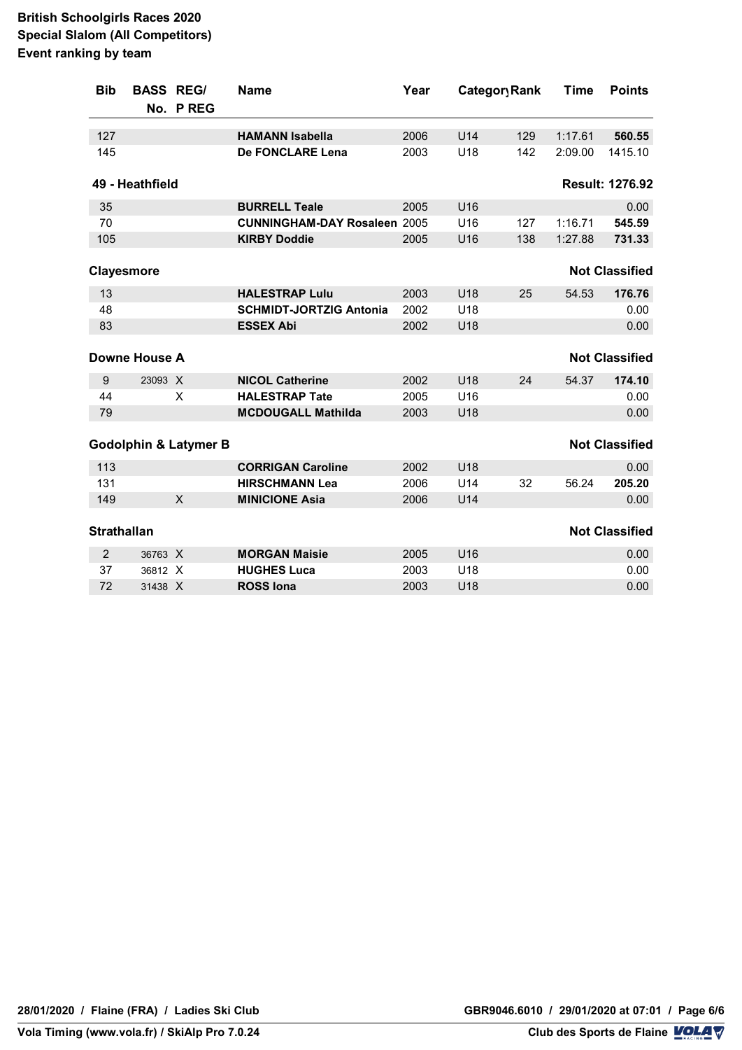**British Schoolgirls Races 2020**
**Special Slalom (All Competitors)**
**Event ranking by team**

| Bib | BASS No. | REG/ P REG | Name | Year | Category | Rank | Time | Points |
|---|---|---|---|---|---|---|---|---|
| 127 | | | **HAMANN Isabella** | 2006 | U14 | 129 | 1:17.61 | **560.55** |
| 145 | | | **De FONCLARE Lena** | 2003 | U18 | 142 | 2:09.00 | 1415.10 |
| **49 - Heathfield** | | | | | | | | **Result: 1276.92** |
| 35 | | | **BURRELL Teale** | 2005 | U16 | | | 0.00 |
| 70 | | | **CUNNINGHAM-DAY Rosaleen** | 2005 | U16 | 127 | 1:16.71 | **545.59** |
| 105 | | | **KIRBY Doddie** | 2005 | U16 | 138 | 1:27.88 | **731.33** |
| **Clayesmore** | | | | | | | | **Not Classified** |
| 13 | | | **HALESTRAP Lulu** | 2003 | U18 | 25 | 54.53 | **176.76** |
| 48 | | | **SCHMIDT-JORTZIG Antonia** | 2002 | U18 | | | 0.00 |
| 83 | | | **ESSEX Abi** | 2002 | U18 | | | 0.00 |
| **Downe House A** | | | | | | | | **Not Classified** |
| 9 | 23093 | X | **NICOL Catherine** | 2002 | U18 | 24 | 54.37 | **174.10** |
| 44 | | X | **HALESTRAP Tate** | 2005 | U16 | | | 0.00 |
| 79 | | | **MCDOUGALL Mathilda** | 2003 | U18 | | | 0.00 |
| **Godolphin & Latymer B** | | | | | | | | **Not Classified** |
| 113 | | | **CORRIGAN Caroline** | 2002 | U18 | | | 0.00 |
| 131 | | | **HIRSCHMANN Lea** | 2006 | U14 | 32 | 56.24 | **205.20** |
| 149 | | X | **MINICIONE Asia** | 2006 | U14 | | | 0.00 |
| **Strathallan** | | | | | | | | **Not Classified** |
| 2 | 36763 | X | **MORGAN Maisie** | 2005 | U16 | | | 0.00 |
| 37 | 36812 | X | **HUGHES Luca** | 2003 | U18 | | | 0.00 |
| 72 | 31438 | X | **ROSS Iona** | 2003 | U18 | | | 0.00 |

**28/01/2020 / Flaine (FRA) / Ladies Ski Club** — **GBR9046.6010 / 29/01/2020 at 07:01**

**Vola Timing (www.vola.fr) / SkiAlp Pro 7.0.24** — **Club des Sports de Flaine**